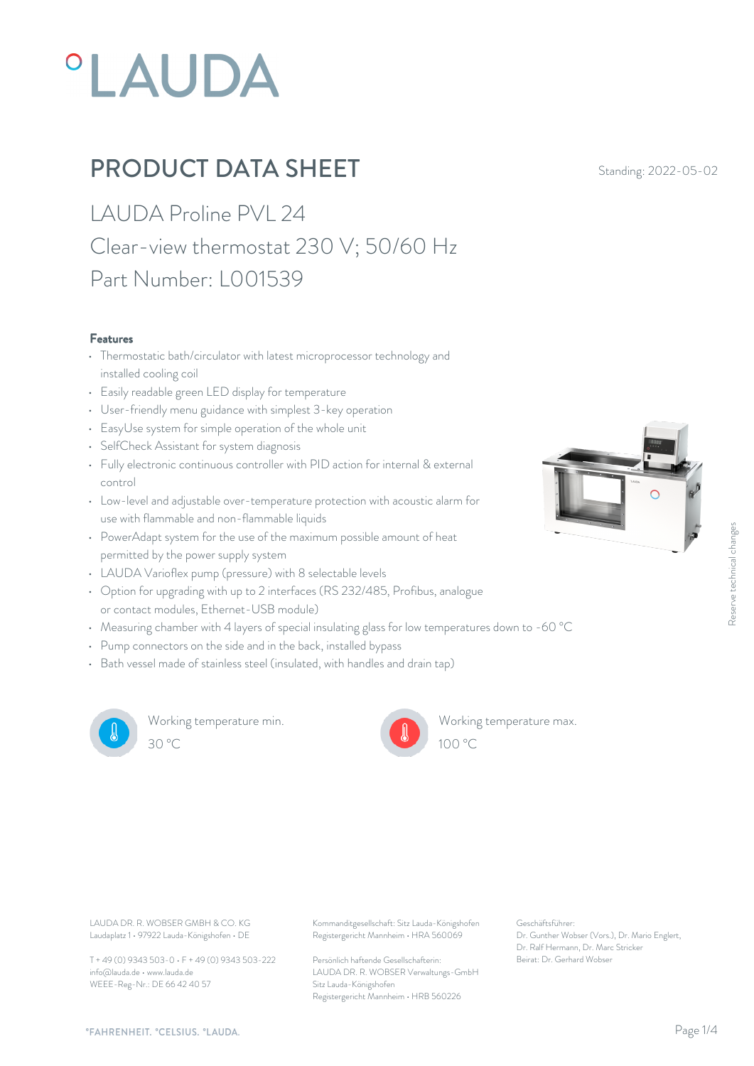# °LAUDA

## PRODUCT DATA SHEET

Standing: 2022-05-02

LAUDA Proline PVL 24
Clear-view thermostat 230 V; 50/60 Hz
Part Number: L001539

### Features

- Thermostatic bath/circulator with latest microprocessor technology and installed cooling coil
- Easily readable green LED display for temperature
- User-friendly menu guidance with simplest 3-key operation
- EasyUse system for simple operation of the whole unit
- SelfCheck Assistant for system diagnosis
- Fully electronic continuous controller with PID action for internal & external control
- Low-level and adjustable over-temperature protection with acoustic alarm for use with flammable and non-flammable liquids
- PowerAdapt system for the use of the maximum possible amount of heat permitted by the power supply system
- LAUDA Varioflex pump (pressure) with 8 selectable levels
- Option for upgrading with up to 2 interfaces (RS 232/485, Profibus, analogue or contact modules, Ethernet-USB module)
- Measuring chamber with 4 layers of special insulating glass for low temperatures down to -60 °C
- Pump connectors on the side and in the back, installed bypass
- Bath vessel made of stainless steel (insulated, with handles and drain tap)

Working temperature min.
30 °C

Working temperature max.
100 °C

Reserve technical changes

LAUDA DR. R. WOBSER GMBH & CO. KG
Laudaplatz 1 • 97922 Lauda-Königshofen • DE

T + 49 (0) 9343 503-0 • F + 49 (0) 9343 503-222
info@lauda.de • www.lauda.de
WEEE-Reg-Nr.: DE 66 42 40 57

Kommanditgesellschaft: Sitz Lauda-Königshofen
Registergericht Mannheim • HRA 560069

Persönlich haftende Gesellschafterin:
LAUDA DR. R. WOBSER Verwaltungs-GmbH
Sitz Lauda-Königshofen
Registergericht Mannheim • HRB 560226

Geschäftsführer:
Dr. Gunther Wobser (Vors.), Dr. Mario Englert, Dr. Ralf Hermann, Dr. Marc Stricker
Beirat: Dr. Gerhard Wobser

°FAHRENHEIT. °CELSIUS. °LAUDA.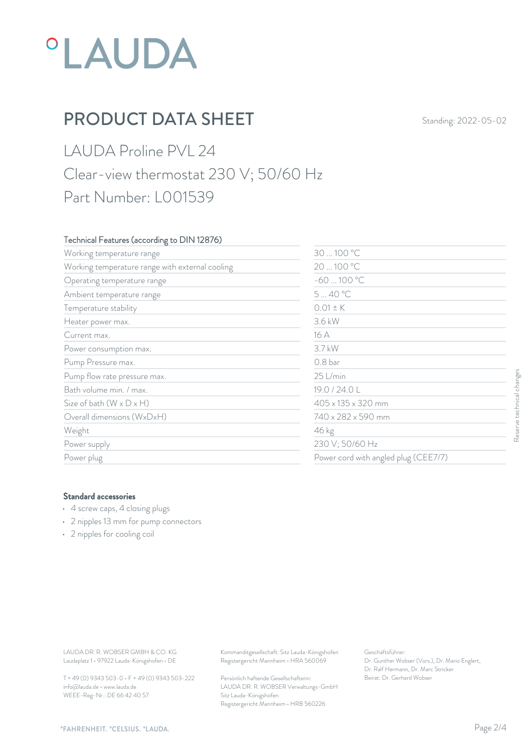# PRODUCT DATA SHEET

Standing: 2022-05-02

## LAUDA Proline PVL 24

## Clear-view thermostat 230 V; 50/60 Hz

## Part Number: L001539

| Technical Features (according to DIN 12876) | |
|---|---|
| Working temperature range | 30 ... 100 °C |
| Working temperature range with external cooling | 20 ... 100 °C |
| Operating temperature range | -60 ... 100 °C |
| Ambient temperature range | 5 ... 40 °C |
| Temperature stability | 0.01 ± K |
| Heater power max. | 3.6 kW |
| Current max. | 16 A |
| Power consumption max. | 3.7 kW |
| Pump Pressure max. | 0.8 bar |
| Pump flow rate pressure max. | 25 L/min |
| Bath volume min. / max. | 19.0 / 24.0 L |
| Size of bath (W x D x H) | 405 x 135 x 320 mm |
| Overall dimensions (WxDxH) | 740 x 282 x 590 mm |
| Weight | 46 kg |
| Power supply | 230 V; 50/60 Hz |
| Power plug | Power cord with angled plug (CEE7/7) |

Reserve technical changes

### Standard accessories

- 4 screw caps, 4 closing plugs
- 2 nipples 13 mm for pump connectors
- 2 nipples for cooling coil

LAUDA DR. R. WOBSER GMBH & CO. KG
Laudaplatz 1 • 97922 Lauda-Königshofen • DE

T + 49 (0) 9343 503-0 • F + 49 (0) 9343 503-222
info@lauda.de • www.lauda.de
WEEE-Reg-Nr.: DE 66 42 40 57

Kommanditgesellschaft: Sitz Lauda-Königshofen
Registergericht Mannheim • HRA 560069

Persönlich haftende Gesellschafterin:
LAUDA DR. R. WOBSER Verwaltungs-GmbH
Sitz Lauda-Königshofen
Registergericht Mannheim • HRB 560226

Geschäftsführer:
Dr. Gunther Wobser (Vors.), Dr. Mario Englert,
Dr. Ralf Hermann, Dr. Marc Stricker
Beirat: Dr. Gerhard Wobser

°FAHRENHEIT. °CELSIUS. °LAUDA.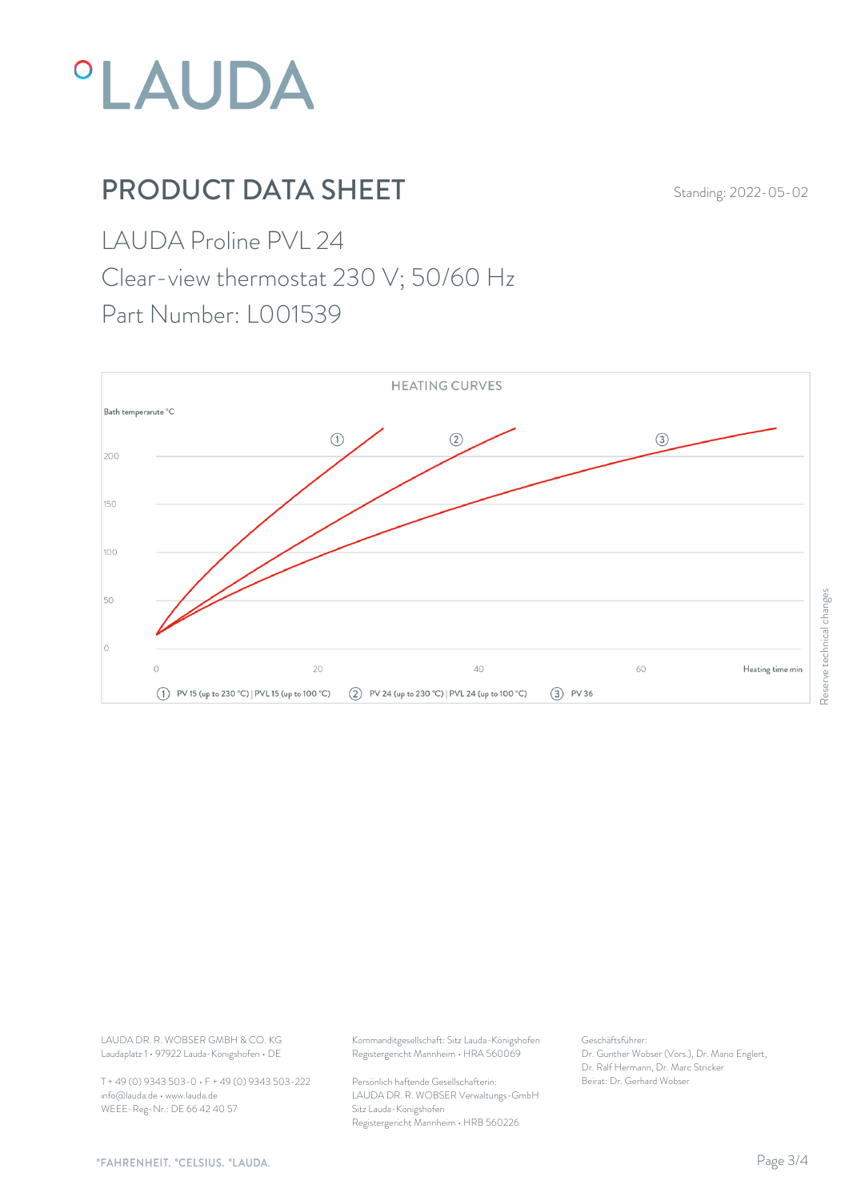# PRODUCT DATA SHEET

Standing: 2022-05-02

## LAUDA Proline PVL 24

## Clear-view thermostat 230 V; 50/60 Hz

## Part Number: L001539

HEATING CURVES

Bath temperarute °C

Heating time min

① PV 15 (up to 230 °C) | PVL 15 (up to 100 °C) ② PV 24 (up to 230 °C) | PVL 24 (up to 100 °C) ③ PV 36

Reserve technical changes

LAUDA DR. R. WOBSER GMBH & CO. KG
Laudaplatz 1 • 97922 Lauda-Königshofen • DE

T + 49 (0) 9343 503-0 • F + 49 (0) 9343 503-222
info@lauda.de • www.lauda.de
WEEE-Reg-Nr.: DE 66 42 40 57

Kommanditgesellschaft: Sitz Lauda-Königshofen
Registergericht Mannheim • HRA 560069

Persönlich haftende Gesellschafterin:
LAUDA DR. R. WOBSER Verwaltungs-GmbH
Sitz Lauda-Königshofen
Registergericht Mannheim • HRB 560226

Geschäftsführer:
Dr. Gunther Wobser (Vors.), Dr. Mario Englert,
Dr. Ralf Hermann, Dr. Marc Stricker
Beirat: Dr. Gerhard Wobser

°FAHRENHEIT. °CELSIUS. °LAUDA.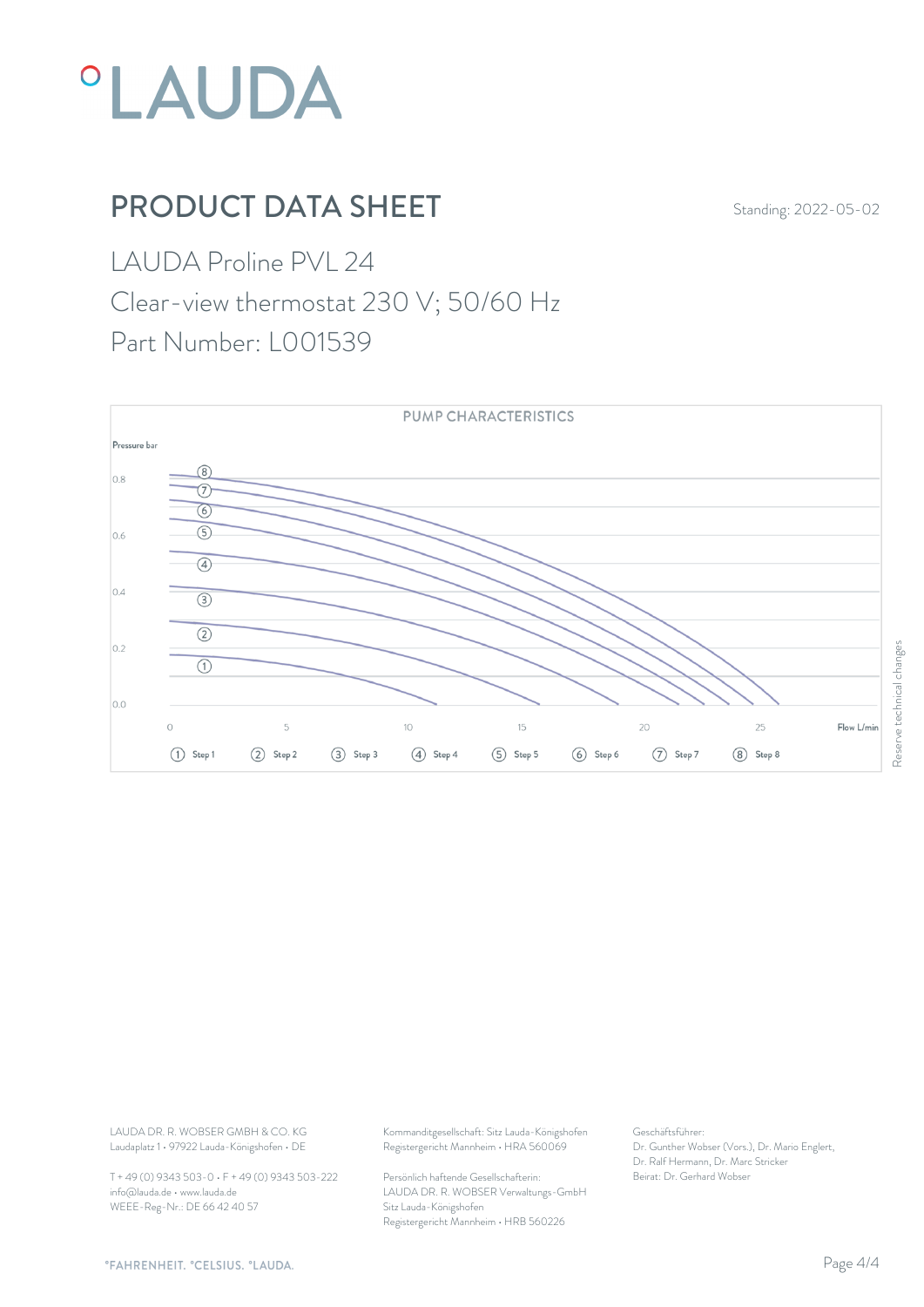°LAUDA

# PRODUCT DATA SHEET

Standing: 2022-05-02

## LAUDA Proline PVL 24

Clear-view thermostat 230 V; 50/60 Hz

Part Number: L001539

PUMP CHARACTERISTICS

Pressure bar

0.8

0.6

0.4

0.2

0.0

0 5 10 15 20 25 Flow L/min

① Step 1 ② Step 2 ③ Step 3 ④ Step 4 ⑤ Step 5 ⑥ Step 6 ⑦ Step 7 ⑧ Step 8

Reserve technical changes

LAUDA DR. R. WOBSER GMBH & CO. KG
Laudaplatz 1 • 97922 Lauda-Königshofen • DE

T + 49 (0) 9343 503-0 • F + 49 (0) 9343 503-222
info@lauda.de • www.lauda.de
WEEE-Reg-Nr.: DE 66 42 40 57

Kommanditgesellschaft: Sitz Lauda-Königshofen
Registergericht Mannheim • HRA 560069

Persönlich haftende Gesellschafterin:
LAUDA DR. R. WOBSER Verwaltungs-GmbH
Sitz Lauda-Königshofen
Registergericht Mannheim • HRB 560226

Geschäftsführer:
Dr. Gunther Wobser (Vors.), Dr. Mario Englert,
Dr. Ralf Hermann, Dr. Marc Stricker
Beirat: Dr. Gerhard Wobser

°FAHRENHEIT. °CELSIUS. °LAUDA.